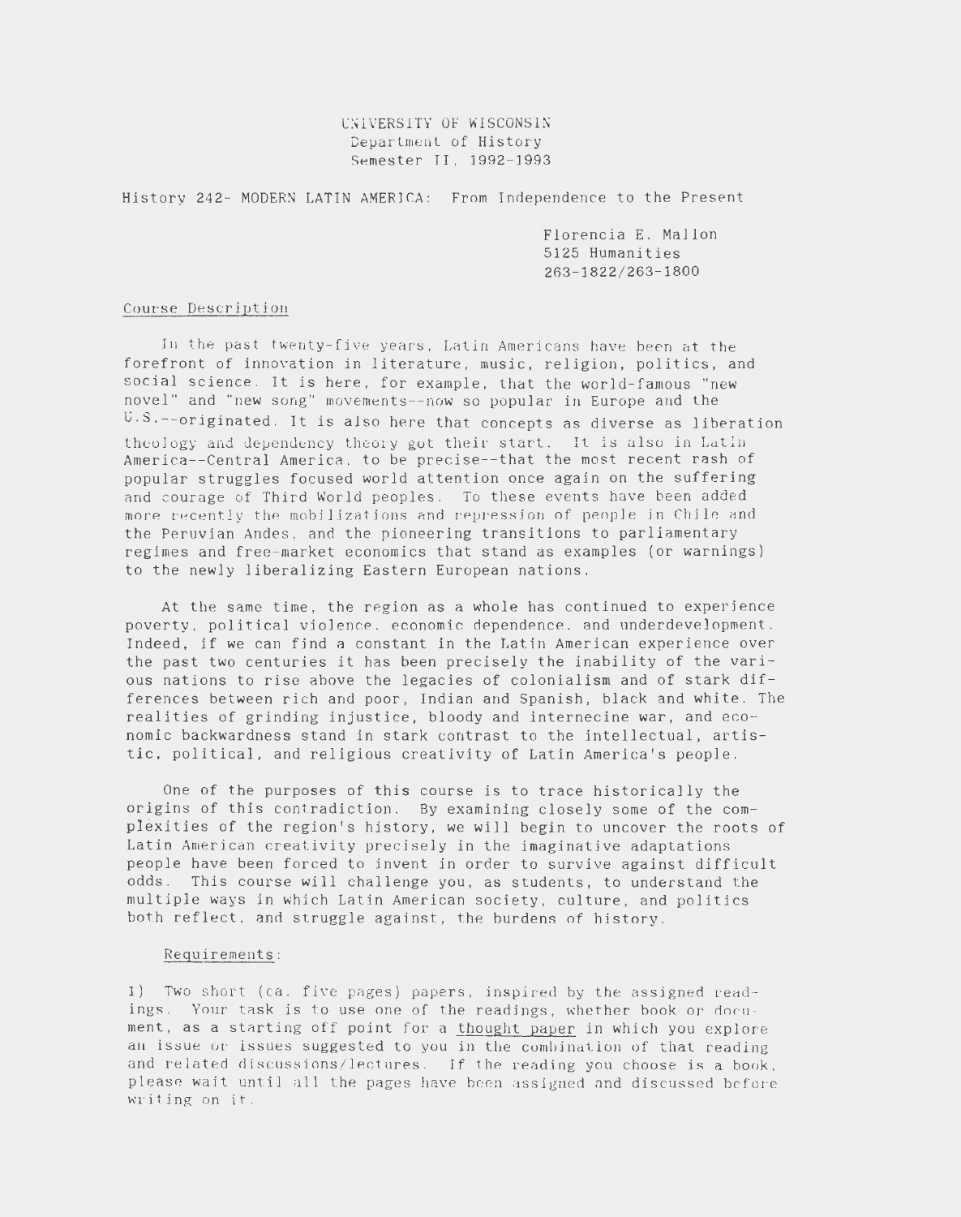UNIVERSITY OF WISCONSIN
Department of History
Semester II, 1992-1993

History 242- MODERN LATIN AMERICA: From Independence to the Present

Florencia E. Mallon
5125 Humanities
263-1822/263-1800

## Course Description

In the past twenty-five years, Latin Americans have been at the forefront of innovation in literature, music, religion, politics, and social science. It is here, for example, that the world-famous "new novel" and "new song" movements--now so popular in Europe and the U.S.--originated. It is also here that concepts as diverse as liberation theology and dependency theory got their start. It is also in Latin America--Central America, to be precise--that the most recent rash of popular struggles focused world attention once again on the suffering and courage of Third World peoples. To these events have been added more recently the mobilizations and repression of people in Chile and the Peruvian Andes, and the pioneering transitions to parliamentary regimes and free-market economics that stand as examples (or warnings) to the newly liberalizing Eastern European nations.

At the same time, the region as a whole has continued to experience poverty, political violence, economic dependence, and underdevelopment. Indeed, if we can find a constant in the Latin American experience over the past two centuries it has been precisely the inability of the various nations to rise above the legacies of colonialism and of stark differences between rich and poor, Indian and Spanish, black and white. The realities of grinding injustice, bloody and internecine war, and economic backwardness stand in stark contrast to the intellectual, artistic, political, and religious creativity of Latin America's people.

One of the purposes of this course is to trace historically the origins of this contradiction. By examining closely some of the complexities of the region's history, we will begin to uncover the roots of Latin American creativity precisely in the imaginative adaptations people have been forced to invent in order to survive against difficult odds. This course will challenge you, as students, to understand the multiple ways in which Latin American society, culture, and politics both reflect, and struggle against, the burdens of history.

### Requirements:

1) Two short (ca. five pages) papers, inspired by the assigned readings. Your task is to use one of the readings, whether book or document, as a starting off point for a thought paper in which you explore an issue or issues suggested to you in the combination of that reading and related discussions/lectures. If the reading you choose is a book, please wait until all the pages have been assigned and discussed before writing on it.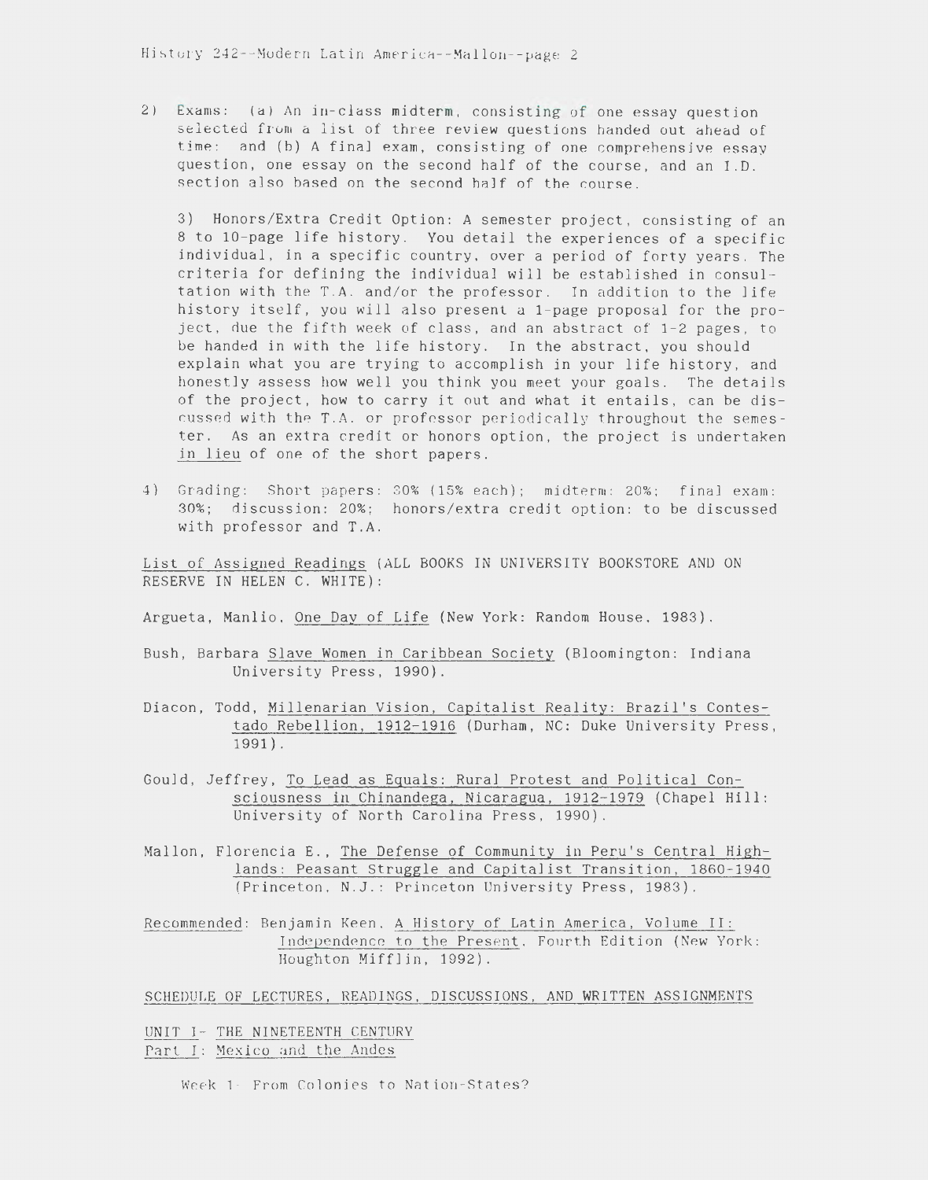2) Exams: (a) An in-class midterm, consisting of one essay question selected from a list of three review questions handed out ahead of time: and (b) A final exam, consisting of one comprehensive essay question, one essay on the second half of the course, and an I.D. section also based on the second half of the course.

3) Honors/Extra Credit Option: A semester project, consisting of an 8 to 10-page life history. You detail the experiences of a specific individual, in a specific country, over a period of forty years. The criteria for defining the individual will be established in consultation with the T.A. and/or the professor. In addition to the life history itself, you will also present a 1-page proposal for the project, due the fifth week of class, and an abstract of 1-2 pages, to be handed in with the life history. In the abstract, you should explain what you are trying to accomplish in your life history, and honestly assess how well you think you meet your goals. The details of the project, how to carry it out and what it entails, can be discussed with the T.A. or professor periodically throughout the semester. As an extra credit or honors option, the project is undertaken <u>in lieu</u> of one of the short papers.

4) Grading: Short papers: 30% (15% each); midterm: 20%; final exam: 30%; discussion: 20%; honors/extra credit option: to be discussed with professor and T.A.

<u>List of Assigned Readings</u> (ALL BOOKS IN UNIVERSITY BOOKSTORE AND ON RESERVE IN HELEN C. WHITE):

Argueta, Manlio, <u>One Day of Life</u> (New York: Random House, 1983).

Bush, Barbara <u>Slave Women in Caribbean Society</u> (Bloomington: Indiana University Press, 1990).

Diacon, Todd, <u>Millenarian Vision, Capitalist Reality: Brazil's Contestado Rebellion, 1912-1916</u> (Durham, NC: Duke University Press, 1991).

Gould, Jeffrey, <u>To Lead as Equals: Rural Protest and Political Consciousness in Chinandega, Nicaragua, 1912-1979</u> (Chapel Hill: University of North Carolina Press, 1990).

Mallon, Florencia E., <u>The Defense of Community in Peru's Central Highlands: Peasant Struggle and Capitalist Transition, 1860-1940</u> (Princeton, N.J.: Princeton University Press, 1983).

<u>Recommended</u>: Benjamin Keen, <u>A History of Latin America, Volume II: Independence to the Present</u>, Fourth Edition (New York: Houghton Mifflin, 1992).

<u>SCHEDULE OF LECTURES, READINGS, DISCUSSIONS, AND WRITTEN ASSIGNMENTS</u>

<u>UNIT I- THE NINETEENTH CENTURY</u>
<u>Part I: Mexico and the Andes</u>

Week 1- From Colonies to Nation-States?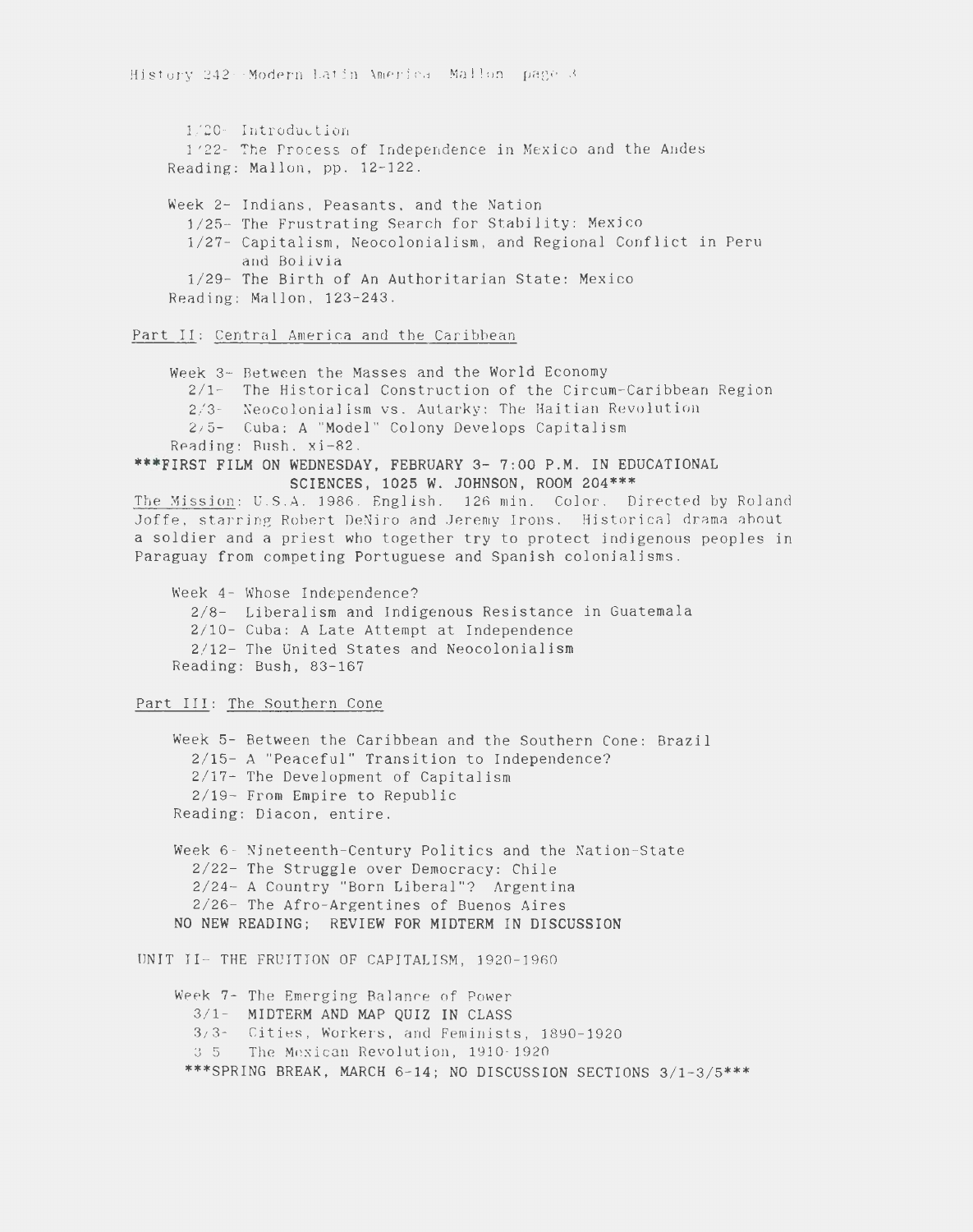1/20- Introduction
1/22- The Process of Independence in Mexico and the Andes
Reading: Mallon, pp. 12-122.

Week 2- Indians, Peasants, and the Nation
1/25- The Frustrating Search for Stability: Mexico
1/27- Capitalism, Neocolonialism, and Regional Conflict in Peru and Bolivia
1/29- The Birth of An Authoritarian State: Mexico
Reading: Mallon, 123-243.

## Part II: Central America and the Caribbean

Week 3- Between the Masses and the World Economy
2/1- The Historical Construction of the Circum-Caribbean Region
2/3- Neocolonialism vs. Autarky: The Haitian Revolution
2/5- Cuba: A "Model" Colony Develops Capitalism
Reading: Bush, xi-82.

**\*\*\*FIRST FILM ON WEDNESDAY, FEBRUARY 3- 7:00 P.M. IN EDUCATIONAL SCIENCES, 1025 W. JOHNSON, ROOM 204\*\*\***

The Mission: U.S.A. 1986. English. 126 min. Color. Directed by Roland Joffe, starring Robert DeNiro and Jeremy Irons. Historical drama about a soldier and a priest who together try to protect indigenous peoples in Paraguay from competing Portuguese and Spanish colonialisms.

Week 4- Whose Independence?
2/8- Liberalism and Indigenous Resistance in Guatemala
2/10- Cuba: A Late Attempt at Independence
2/12- The United States and Neocolonialism
Reading: Bush, 83-167

## Part III: The Southern Cone

Week 5- Between the Caribbean and the Southern Cone: Brazil
2/15- A "Peaceful" Transition to Independence?
2/17- The Development of Capitalism
2/19- From Empire to Republic
Reading: Diacon, entire.

Week 6- Nineteenth-Century Politics and the Nation-State
2/22- The Struggle over Democracy: Chile
2/24- A Country "Born Liberal"? Argentina
2/26- The Afro-Argentines of Buenos Aires
**NO NEW READING; REVIEW FOR MIDTERM IN DISCUSSION**

## UNIT II- THE FRUITION OF CAPITALISM, 1920-1960

Week 7- The Emerging Balance of Power
3/1- **MIDTERM AND MAP QUIZ IN CLASS**
3/3- Cities, Workers, and Feminists, 1890-1920
3/5 The Mexican Revolution, 1910-1920

**\*\*\*SPRING BREAK, MARCH 6-14; NO DISCUSSION SECTIONS 3/1-3/5\*\*\***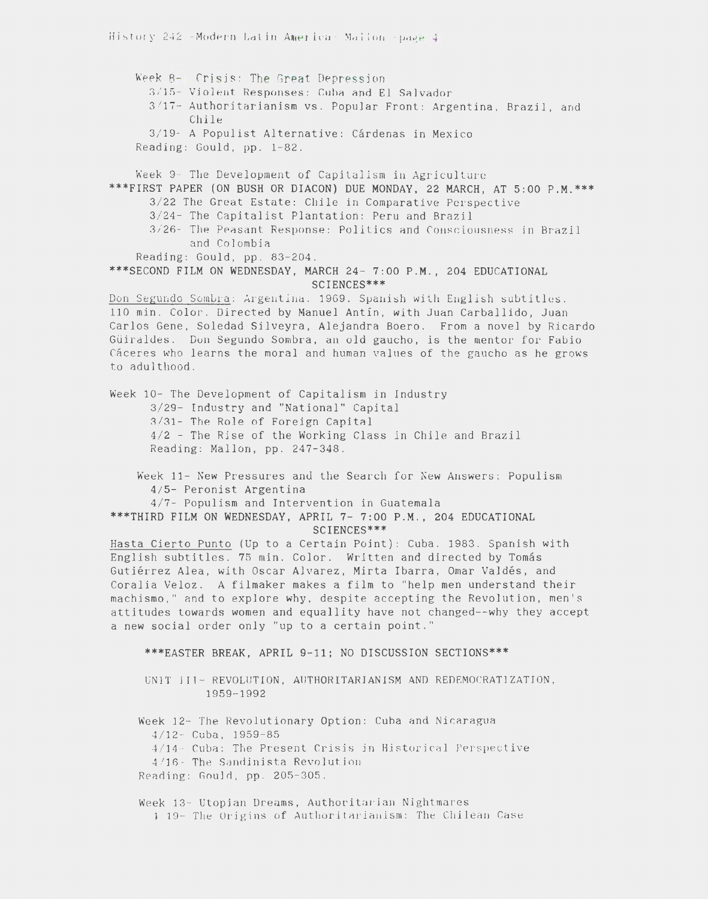Week 8- Crisis: The Great Depression

- 3/15- Violent Responses: Cuba and El Salvador
- 3/17- Authoritarianism vs. Popular Front: Argentina, Brazil, and Chile
- 3/19- A Populist Alternative: Cárdenas in Mexico

Reading: Gould, pp. 1-82.

Week 9- The Development of Capitalism in Agriculture

***FIRST PAPER (ON BUSH OR DIACON) DUE MONDAY, 22 MARCH, AT 5:00 P.M.***

- 3/22 The Great Estate: Chile in Comparative Perspective
- 3/24- The Capitalist Plantation: Peru and Brazil
- 3/26- The Peasant Response: Politics and Consciousness in Brazil and Colombia

Reading: Gould, pp. 83-204.

***SECOND FILM ON WEDNESDAY, MARCH 24- 7:00 P.M., 204 EDUCATIONAL SCIENCES***

Don Segundo Sombra: Argentina. 1969. Spanish with English subtitles. 110 min. Color. Directed by Manuel Antín, with Juan Carballido, Juan Carlos Gene, Soledad Silveyra, Alejandra Boero. From a novel by Ricardo Güiraldes. Don Segundo Sombra, an old gaucho, is the mentor for Fabio Cáceres who learns the moral and human values of the gaucho as he grows to adulthood.

Week 10- The Development of Capitalism in Industry

- 3/29- Industry and "National" Capital
- 3/31- The Role of Foreign Capital
- 4/2 - The Rise of the Working Class in Chile and Brazil

Reading: Mallon, pp. 247-348.

Week 11- New Pressures and the Search for New Answers: Populism

- 4/5- Peronist Argentina
- 4/7- Populism and Intervention in Guatemala

***THIRD FILM ON WEDNESDAY, APRIL 7- 7:00 P.M., 204 EDUCATIONAL SCIENCES***

Hasta Cierto Punto (Up to a Certain Point): Cuba. 1983. Spanish with English subtitles. 75 min. Color. Written and directed by Tomás Gutiérrez Alea, with Oscar Alvarez, Mirta Ibarra, Omar Valdés, and Coralia Veloz. A filmaker makes a film to "help men understand their machismo," and to explore why, despite accepting the Revolution, men's attitudes towards women and equallity have not changed--why they accept a new social order only "up to a certain point."

***EASTER BREAK, APRIL 9-11; NO DISCUSSION SECTIONS***

UNIT III- REVOLUTION, AUTHORITARIANISM AND REDEMOCRATIZATION, 1959-1992

Week 12- The Revolutionary Option: Cuba and Nicaragua

- 4/12- Cuba, 1959-85
- 4/14- Cuba: The Present Crisis in Historical Perspective
- 4/16- The Sandinista Revolution

Reading: Gould, pp. 205-305.

Week 13- Utopian Dreams, Authoritarian Nightmares

- 4/19- The Origins of Authoritarianism: The Chilean Case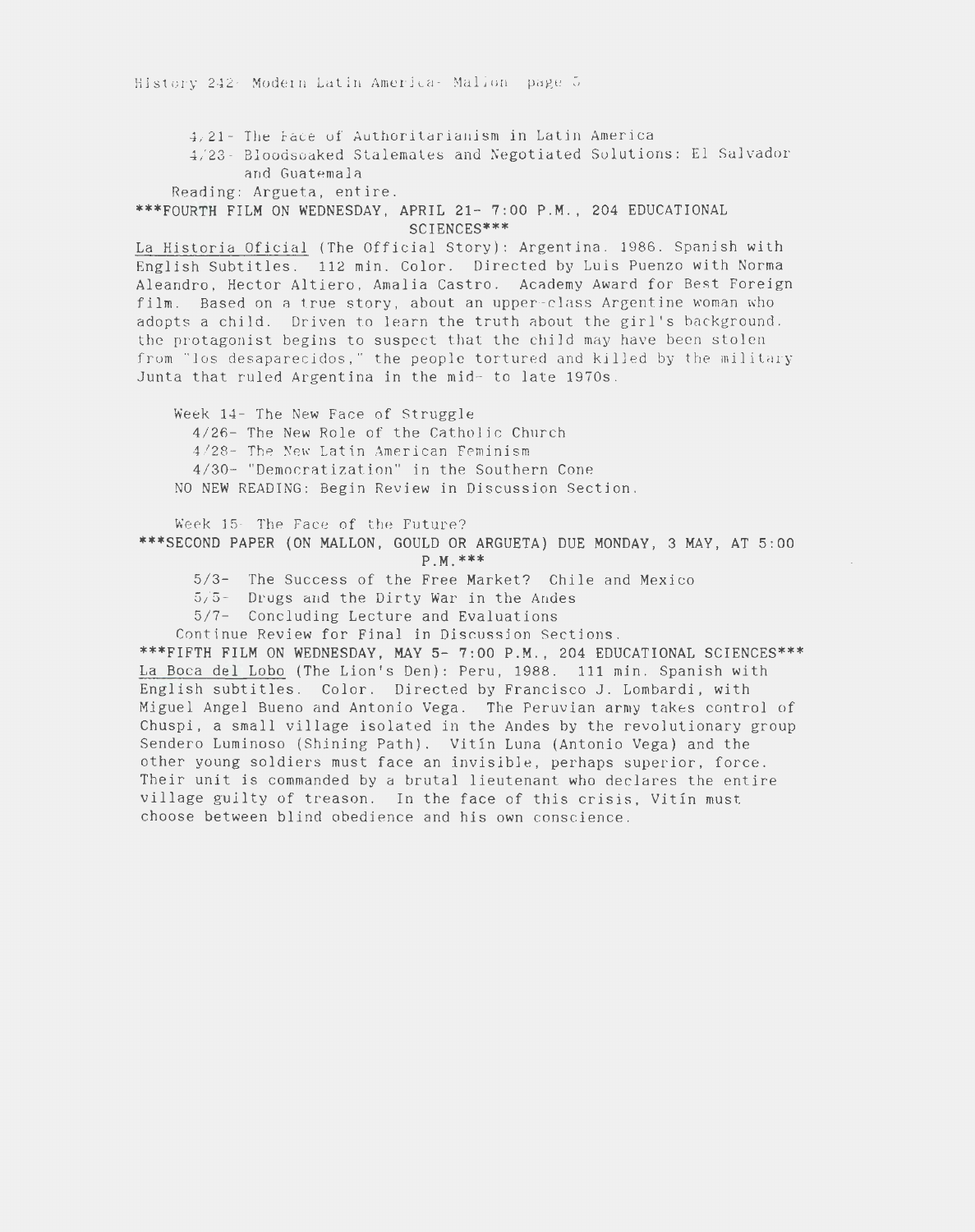4/21- The Face of Authoritarianism in Latin America

4/23- Bloodsoaked Stalemates and Negotiated Solutions: El Salvador and Guatemala

Reading: Argueta, entire.

***FOURTH FILM ON WEDNESDAY, APRIL 21- 7:00 P.M., 204 EDUCATIONAL SCIENCES***

<u>La Historia Oficial</u> (The Official Story): Argentina. 1986. Spanish with English Subtitles. 112 min. Color. Directed by Luis Puenzo with Norma Aleandro, Hector Altiero, Amalia Castro. Academy Award for Best Foreign film. Based on a true story, about an upper-class Argentine woman who adopts a child. Driven to learn the truth about the girl's background, the protagonist begins to suspect that the child may have been stolen from "los desaparecidos," the people tortured and killed by the military Junta that ruled Argentina in the mid- to late 1970s.

Week 14- The New Face of Struggle

4/26- The New Role of the Catholic Church

4/28- The New Latin American Feminism

4/30- "Democratization" in the Southern Cone

NO NEW READING: Begin Review in Discussion Section.

Week 15- The Face of the Future?

***SECOND PAPER (ON MALLON, GOULD OR ARGUETA) DUE MONDAY, 3 MAY, AT 5:00 P.M.***

5/3- The Success of the Free Market? Chile and Mexico

5/5- Drugs and the Dirty War in the Andes

5/7- Concluding Lecture and Evaluations

Continue Review for Final in Discussion Sections.

***FIFTH FILM ON WEDNESDAY, MAY 5- 7:00 P.M., 204 EDUCATIONAL SCIENCES***

<u>La Boca del Lobo</u> (The Lion's Den): Peru, 1988. 111 min. Spanish with English subtitles. Color. Directed by Francisco J. Lombardi, with Miguel Angel Bueno and Antonio Vega. The Peruvian army takes control of Chuspi, a small village isolated in the Andes by the revolutionary group Sendero Luminoso (Shining Path). Vitín Luna (Antonio Vega) and the other young soldiers must face an invisible, perhaps superior, force. Their unit is commanded by a brutal lieutenant who declares the entire village guilty of treason. In the face of this crisis, Vitín must choose between blind obedience and his own conscience.